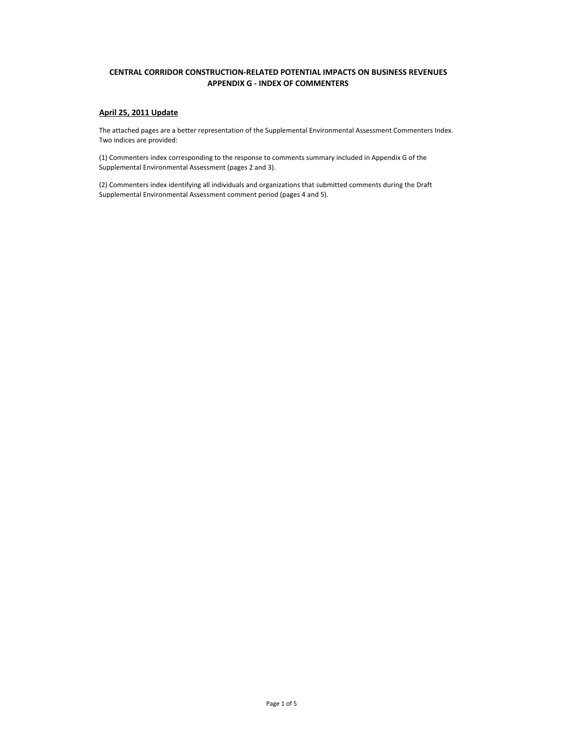# CENTRAL CORRIDOR CONSTRUCTION-RELATED POTENTIAL IMPACTS ON BUSINESS REVENUES
# APPENDIX G - INDEX OF COMMENTERS

## April 25, 2011 Update

The attached pages are a better representation of the Supplemental Environmental Assessment Commenters Index. Two indices are provided:

(1) Commenters index corresponding to the response to comments summary included in Appendix G of the Supplemental Environmental Assessment (pages 2 and 3).

(2) Commenters index identifying all individuals and organizations that submitted comments during the Draft Supplemental Environmental Assessment comment period (pages 4 and 5).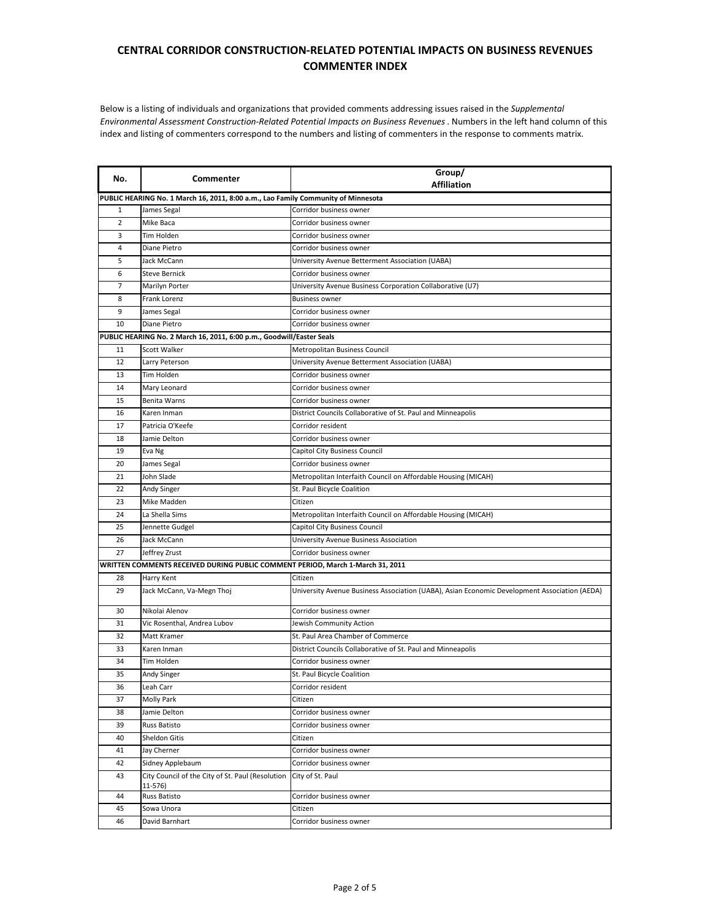## CENTRAL CORRIDOR CONSTRUCTION-RELATED POTENTIAL IMPACTS ON BUSINESS REVENUES COMMENTER INDEX

Below is a listing of individuals and organizations that provided comments addressing issues raised in the *Supplemental Environmental Assessment Construction-Related Potential Impacts on Business Revenues* . Numbers in the left hand column of this index and listing of commenters correspond to the numbers and listing of commenters in the response to comments matrix.

| No. | Commenter | Group/ Affiliation |
|---|---|---|
| **PUBLIC HEARING No. 1 March 16, 2011, 8:00 a.m., Lao Family Community of Minnesota** | | |
| 1 | James Segal | Corridor business owner |
| 2 | Mike Baca | Corridor business owner |
| 3 | Tim Holden | Corridor business owner |
| 4 | Diane Pietro | Corridor business owner |
| 5 | Jack McCann | University Avenue Betterment Association (UABA) |
| 6 | Steve Bernick | Corridor business owner |
| 7 | Marilyn Porter | University Avenue Business Corporation Collaborative (U7) |
| 8 | Frank Lorenz | Business owner |
| 9 | James Segal | Corridor business owner |
| 10 | Diane Pietro | Corridor business owner |
| **PUBLIC HEARING No. 2 March 16, 2011, 6:00 p.m., Goodwill/Easter Seals** | | |
| 11 | Scott Walker | Metropolitan Business Council |
| 12 | Larry Peterson | University Avenue Betterment Association (UABA) |
| 13 | Tim Holden | Corridor business owner |
| 14 | Mary Leonard | Corridor business owner |
| 15 | Benita Warns | Corridor business owner |
| 16 | Karen Inman | District Councils Collaborative of St. Paul and Minneapolis |
| 17 | Patricia O'Keefe | Corridor resident |
| 18 | Jamie Delton | Corridor business owner |
| 19 | Eva Ng | Capitol City Business Council |
| 20 | James Segal | Corridor business owner |
| 21 | John Slade | Metropolitan Interfaith Council on Affordable Housing (MICAH) |
| 22 | Andy Singer | St. Paul Bicycle Coalition |
| 23 | Mike Madden | Citizen |
| 24 | La Shella Sims | Metropolitan Interfaith Council on Affordable Housing (MICAH) |
| 25 | Jennette Gudgel | Capitol City Business Council |
| 26 | Jack McCann | University Avenue Business Association |
| 27 | Jeffrey Zrust | Corridor business owner |
| **WRITTEN COMMENTS RECEIVED DURING PUBLIC COMMENT PERIOD, March 1-March 31, 2011** | | |
| 28 | Harry Kent | Citizen |
| 29 | Jack McCann, Va-Megn Thoj | University Avenue Business Association (UABA), Asian Economic Development Association (AEDA) |
| 30 | Nikolai Alenov | Corridor business owner |
| 31 | Vic Rosenthal, Andrea Lubov | Jewish Community Action |
| 32 | Matt Kramer | St. Paul Area Chamber of Commerce |
| 33 | Karen Inman | District Councils Collaborative of St. Paul and Minneapolis |
| 34 | Tim Holden | Corridor business owner |
| 35 | Andy Singer | St. Paul Bicycle Coalition |
| 36 | Leah Carr | Corridor resident |
| 37 | Molly Park | Citizen |
| 38 | Jamie Delton | Corridor business owner |
| 39 | Russ Batisto | Corridor business owner |
| 40 | Sheldon Gitis | Citizen |
| 41 | Jay Cherner | Corridor business owner |
| 42 | Sidney Applebaum | Corridor business owner |
| 43 | City Council of the City of St. Paul (Resolution 11-576) | City of St. Paul |
| 44 | Russ Batisto | Corridor business owner |
| 45 | Sowa Unora | Citizen |
| 46 | David Barnhart | Corridor business owner |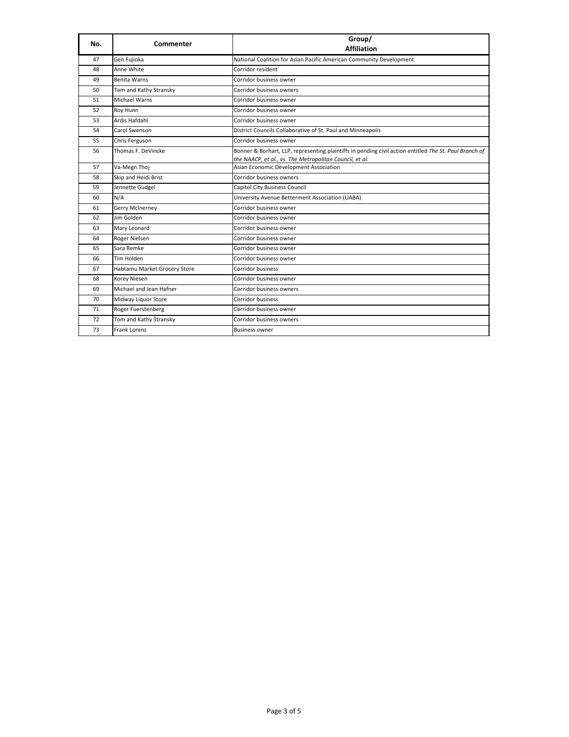| No. | Commenter | Group/ Affiliation |
|---|---|---|
| 47 | Gen Fujioka | National Coalition for Asian Pacific American Community Development |
| 48 | Anne White | Corridor resident |
| 49 | Benita Warns | Corridor business owner |
| 50 | Tom and Kathy Stransky | Corridor business owners |
| 51 | Michael Warns | Corridor business owner |
| 52 | Roy Hunn | Corridor business owner |
| 53 | Ardis Hafdahl | Corridor business owner |
| 54 | Carol Swenson | District Councils Collaborative of St. Paul and Minneapolis |
| 55 | Chris Ferguson | Corridor business owner |
| 56 | Thomas F. DeVincke | Bonner & Borhart, LLP, representing plaintiffs in pending civil action entitled *The St. Paul Branch of the NAACP, et al., vs. The Metropolitan Council, et al.* |
| 57 | Va-Megn Thoj | Asian Economic Development Association |
| 58 | Skip and Heidi Brist | Corridor business owners |
| 59 | Jennette Gudgel | Capitol City Business Council |
| 60 | N/A | University Avenue Betterment Association (UABA) |
| 61 | Gerry McInerney | Corridor business owner |
| 62 | Jim Golden | Corridor business owner |
| 63 | Mary Leonard | Corridor business owner |
| 64 | Roger Nielsen | Corridor business owner |
| 65 | Sara Remke | Corridor business owner |
| 66 | Tim Holden | Corridor business owner |
| 67 | Habtamu Market Grocery Store | Corridor business |
| 68 | Korey Niesen | Corridor business owner |
| 69 | Michael and Jean Hafner | Corridor business owners |
| 70 | Midway Liquor Store | Corridor business |
| 71 | Roger Fuerstenberg | Corridor business owner |
| 72 | Tom and Kathy Stransky | Corridor business owners |
| 73 | Frank Lorenz | Business owner |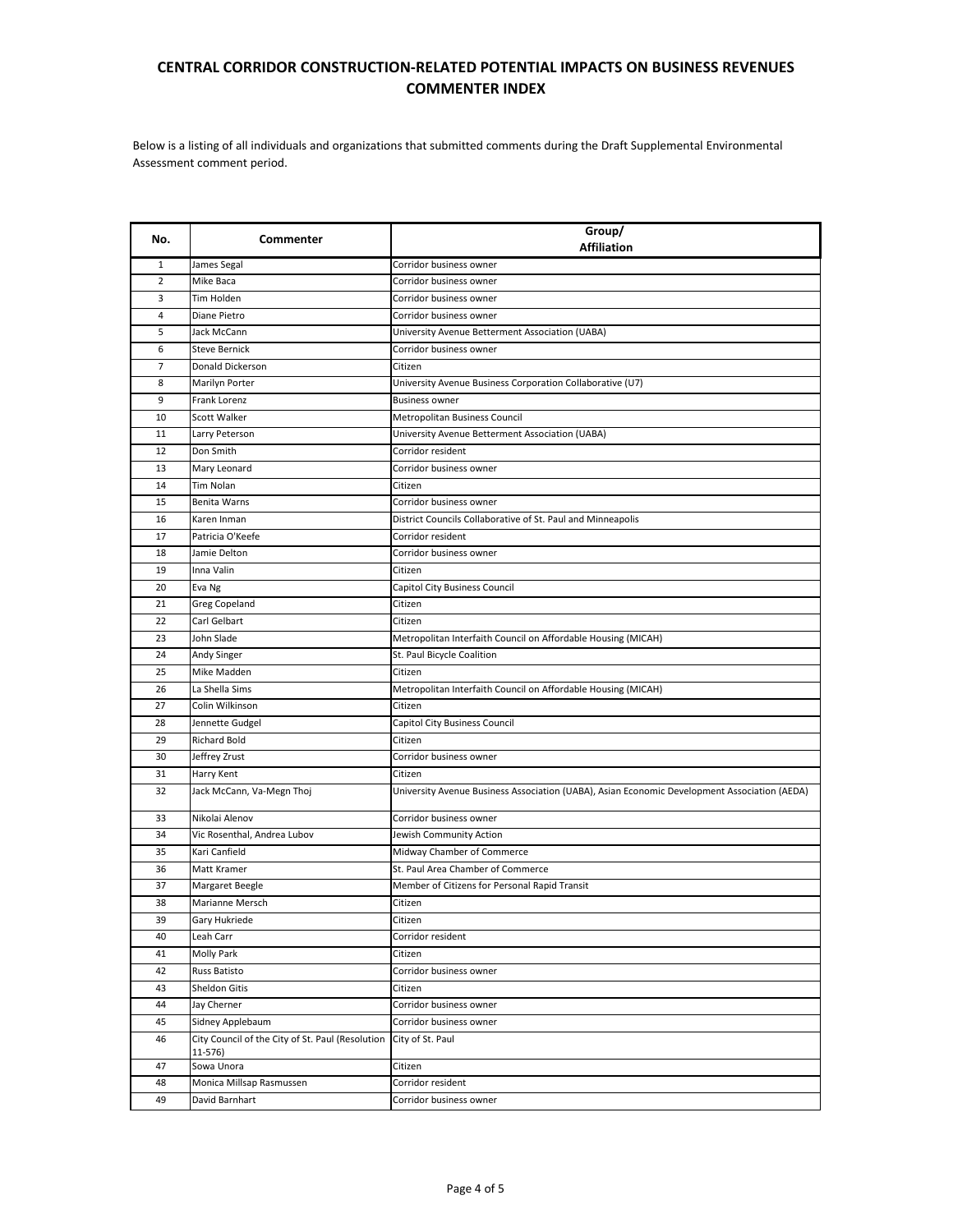# CENTRAL CORRIDOR CONSTRUCTION-RELATED POTENTIAL IMPACTS ON BUSINESS REVENUES
# COMMENTER INDEX

Below is a listing of all individuals and organizations that submitted comments during the Draft Supplemental Environmental Assessment comment period.

| No. | Commenter | Group/ Affiliation |
|---|---|---|
| 1 | James Segal | Corridor business owner |
| 2 | Mike Baca | Corridor business owner |
| 3 | Tim Holden | Corridor business owner |
| 4 | Diane Pietro | Corridor business owner |
| 5 | Jack McCann | University Avenue Betterment Association (UABA) |
| 6 | Steve Bernick | Corridor business owner |
| 7 | Donald Dickerson | Citizen |
| 8 | Marilyn Porter | University Avenue Business Corporation Collaborative (U7) |
| 9 | Frank Lorenz | Business owner |
| 10 | Scott Walker | Metropolitan Business Council |
| 11 | Larry Peterson | University Avenue Betterment Association (UABA) |
| 12 | Don Smith | Corridor resident |
| 13 | Mary Leonard | Corridor business owner |
| 14 | Tim Nolan | Citizen |
| 15 | Benita Warns | Corridor business owner |
| 16 | Karen Inman | District Councils Collaborative of St. Paul and Minneapolis |
| 17 | Patricia O'Keefe | Corridor resident |
| 18 | Jamie Delton | Corridor business owner |
| 19 | Inna Valin | Citizen |
| 20 | Eva Ng | Capitol City Business Council |
| 21 | Greg Copeland | Citizen |
| 22 | Carl Gelbart | Citizen |
| 23 | John Slade | Metropolitan Interfaith Council on Affordable Housing (MICAH) |
| 24 | Andy Singer | St. Paul Bicycle Coalition |
| 25 | Mike Madden | Citizen |
| 26 | La Shella Sims | Metropolitan Interfaith Council on Affordable Housing (MICAH) |
| 27 | Colin Wilkinson | Citizen |
| 28 | Jennette Gudgel | Capitol City Business Council |
| 29 | Richard Bold | Citizen |
| 30 | Jeffrey Zrust | Corridor business owner |
| 31 | Harry Kent | Citizen |
| 32 | Jack McCann, Va-Megn Thoj | University Avenue Business Association (UABA), Asian Economic Development Association (AEDA) |
| 33 | Nikolai Alenov | Corridor business owner |
| 34 | Vic Rosenthal, Andrea Lubov | Jewish Community Action |
| 35 | Kari Canfield | Midway Chamber of Commerce |
| 36 | Matt Kramer | St. Paul Area Chamber of Commerce |
| 37 | Margaret Beegle | Member of Citizens for Personal Rapid Transit |
| 38 | Marianne Mersch | Citizen |
| 39 | Gary Hukriede | Citizen |
| 40 | Leah Carr | Corridor resident |
| 41 | Molly Park | Citizen |
| 42 | Russ Batisto | Corridor business owner |
| 43 | Sheldon Gitis | Citizen |
| 44 | Jay Cherner | Corridor business owner |
| 45 | Sidney Applebaum | Corridor business owner |
| 46 | City Council of the City of St. Paul (Resolution 11-576) | City of St. Paul |
| 47 | Sowa Unora | Citizen |
| 48 | Monica Millsap Rasmussen | Corridor resident |
| 49 | David Barnhart | Corridor business owner |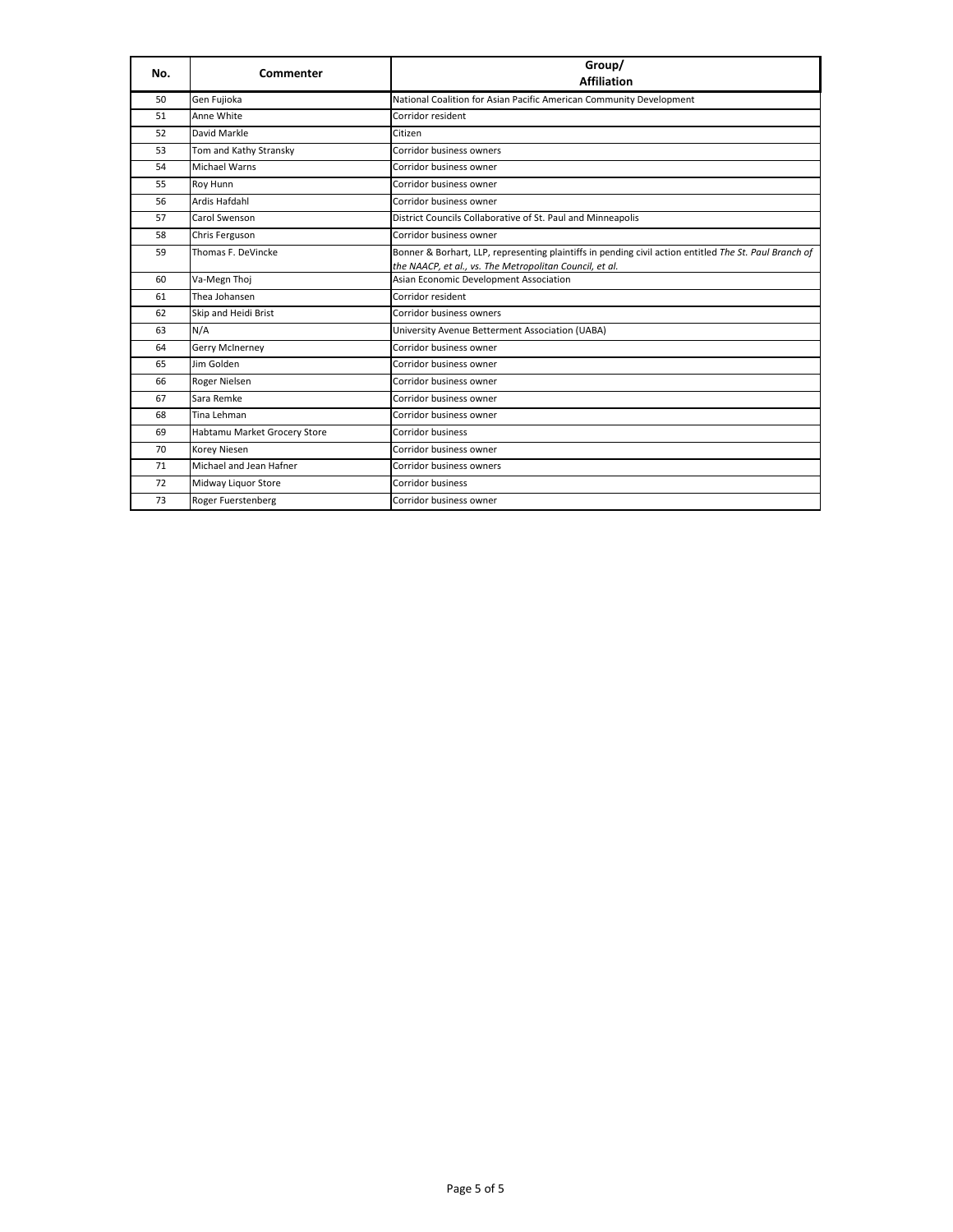| No. | Commenter | Group/ Affiliation |
|---|---|---|
| 50 | Gen Fujioka | National Coalition for Asian Pacific American Community Development |
| 51 | Anne White | Corridor resident |
| 52 | David Markle | Citizen |
| 53 | Tom and Kathy Stransky | Corridor business owners |
| 54 | Michael Warns | Corridor business owner |
| 55 | Roy Hunn | Corridor business owner |
| 56 | Ardis Hafdahl | Corridor business owner |
| 57 | Carol Swenson | District Councils Collaborative of St. Paul and Minneapolis |
| 58 | Chris Ferguson | Corridor business owner |
| 59 | Thomas F. DeVincke | Bonner & Borhart, LLP, representing plaintiffs in pending civil action entitled *The St. Paul Branch of the NAACP, et al., vs. The Metropolitan Council, et al.* |
| 60 | Va-Megn Thoj | Asian Economic Development Association |
| 61 | Thea Johansen | Corridor resident |
| 62 | Skip and Heidi Brist | Corridor business owners |
| 63 | N/A | University Avenue Betterment Association (UABA) |
| 64 | Gerry McInerney | Corridor business owner |
| 65 | Jim Golden | Corridor business owner |
| 66 | Roger Nielsen | Corridor business owner |
| 67 | Sara Remke | Corridor business owner |
| 68 | Tina Lehman | Corridor business owner |
| 69 | Habtamu Market Grocery Store | Corridor business |
| 70 | Korey Niesen | Corridor business owner |
| 71 | Michael and Jean Hafner | Corridor business owners |
| 72 | Midway Liquor Store | Corridor business |
| 73 | Roger Fuerstenberg | Corridor business owner |